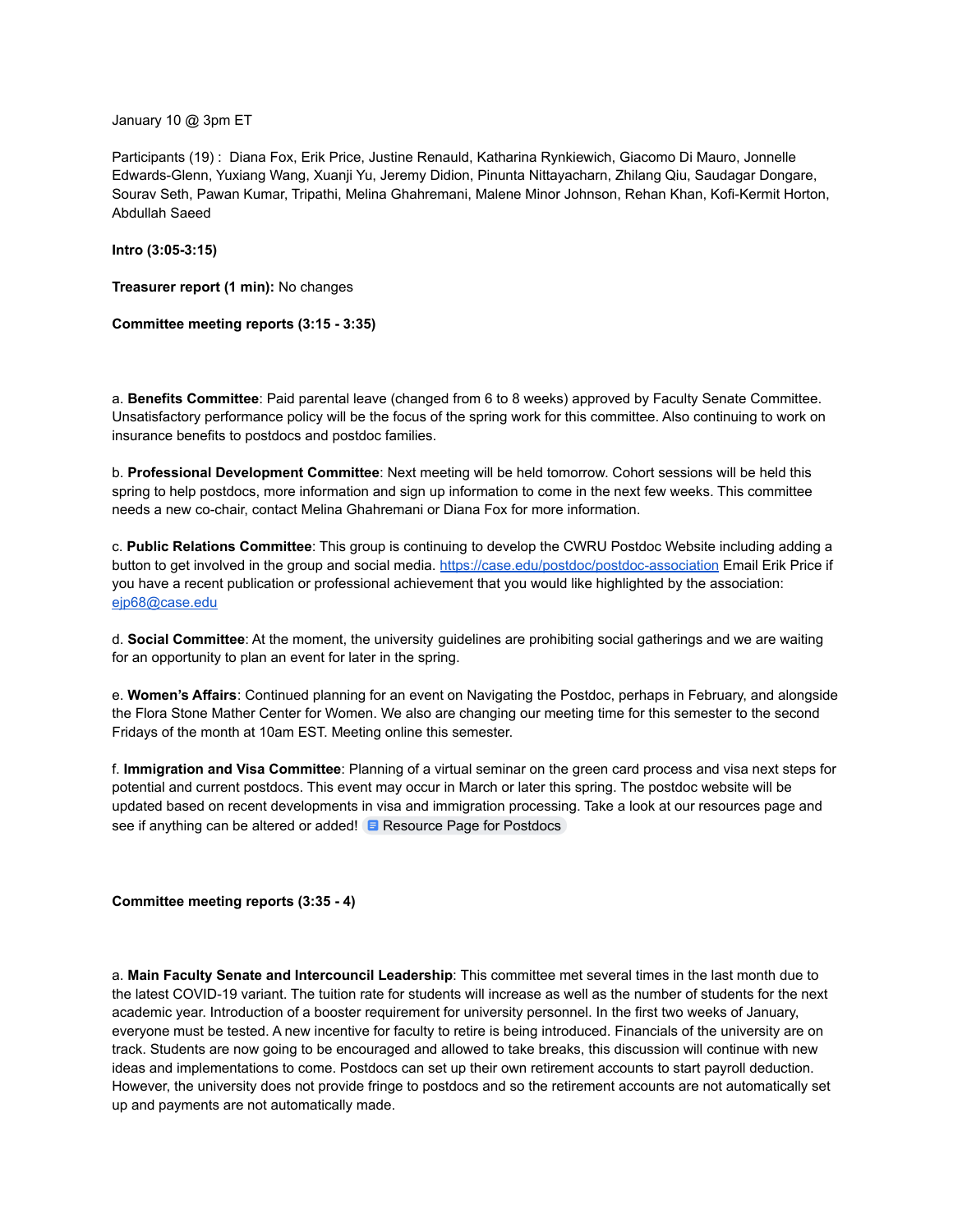January 10 @ 3pm ET

Participants (19) : Diana Fox, Erik Price, Justine Renauld, Katharina Rynkiewich, Giacomo Di Mauro, Jonnelle Edwards-Glenn, Yuxiang Wang, Xuanji Yu, Jeremy Didion, Pinunta Nittayacharn, Zhilang Qiu, Saudagar Dongare, Sourav Seth, Pawan Kumar, Tripathi, Melina Ghahremani, Malene Minor Johnson, Rehan Khan, Kofi-Kermit Horton, Abdullah Saeed

**Intro (3:05-3:15)**

**Treasurer report (1 min):** No changes

**Committee meeting reports (3:15 - 3:35)**

a. **Benefits Committee**: Paid parental leave (changed from 6 to 8 weeks) approved by Faculty Senate Committee. Unsatisfactory performance policy will be the focus of the spring work for this committee. Also continuing to work on insurance benefits to postdocs and postdoc families.

b. **Professional Development Committee**: Next meeting will be held tomorrow. Cohort sessions will be held this spring to help postdocs, more information and sign up information to come in the next few weeks. This committee needs a new co-chair, contact Melina Ghahremani or Diana Fox for more information.

c. **Public Relations Committee**: This group is continuing to develop the CWRU Postdoc Website including adding a button to get involved in the group and social media. https://case.edu/postdoc/postdoc-association Email Erik Price if you have a recent publication or professional achievement that you would like highlighted by the association: ejp68@case.edu

d. **Social Committee**: At the moment, the university guidelines are prohibiting social gatherings and we are waiting for an opportunity to plan an event for later in the spring.

e. **Women's Affairs**: Continued planning for an event on Navigating the Postdoc, perhaps in February, and alongside the Flora Stone Mather Center for Women. We also are changing our meeting time for this semester to the second Fridays of the month at 10am EST. Meeting online this semester.

f. **Immigration and Visa Committee**: Planning of a virtual seminar on the green card process and visa next steps for potential and current postdocs. This event may occur in March or later this spring. The postdoc website will be updated based on recent developments in visa and immigration processing. Take a look at our resources page and see if anything can be altered or added! Resource Page for Postdocs

**Committee meeting reports (3:35 - 4)**

a. **Main Faculty Senate and Intercouncil Leadership**: This committee met several times in the last month due to the latest COVID-19 variant. The tuition rate for students will increase as well as the number of students for the next academic year. Introduction of a booster requirement for university personnel. In the first two weeks of January, everyone must be tested. A new incentive for faculty to retire is being introduced. Financials of the university are on track. Students are now going to be encouraged and allowed to take breaks, this discussion will continue with new ideas and implementations to come. Postdocs can set up their own retirement accounts to start payroll deduction. However, the university does not provide fringe to postdocs and so the retirement accounts are not automatically set up and payments are not automatically made.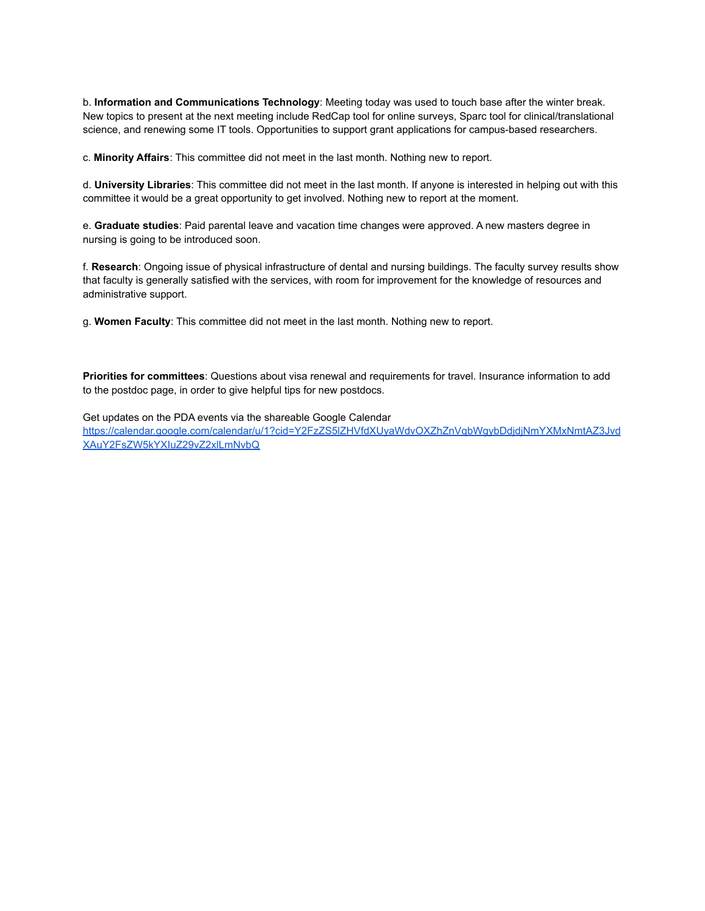b. **Information and Communications Technology**: Meeting today was used to touch base after the winter break. New topics to present at the next meeting include RedCap tool for online surveys, Sparc tool for clinical/translational science, and renewing some IT tools. Opportunities to support grant applications for campus-based researchers.

c. **Minority Affairs**: This committee did not meet in the last month. Nothing new to report.

d. **University Libraries**: This committee did not meet in the last month. If anyone is interested in helping out with this committee it would be a great opportunity to get involved. Nothing new to report at the moment.

e. **Graduate studies**: Paid parental leave and vacation time changes were approved. A new masters degree in nursing is going to be introduced soon.

f. **Research**: Ongoing issue of physical infrastructure of dental and nursing buildings. The faculty survey results show that faculty is generally satisfied with the services, with room for improvement for the knowledge of resources and administrative support.

g. **Women Faculty**: This committee did not meet in the last month. Nothing new to report.

**Priorities for committees**: Questions about visa renewal and requirements for travel. Insurance information to add to the postdoc page, in order to give helpful tips for new postdocs.

Get updates on the PDA events via the shareable Google Calendar
https://calendar.google.com/calendar/u/1?cid=Y2FzZS5lZHVfdXUyaWdvOXZhZnVqbWgybDdjdjNmYXMxNmtAZ3JvdXAuY2FsZW5kYXIuZ29vZ2xlLmNvbQ